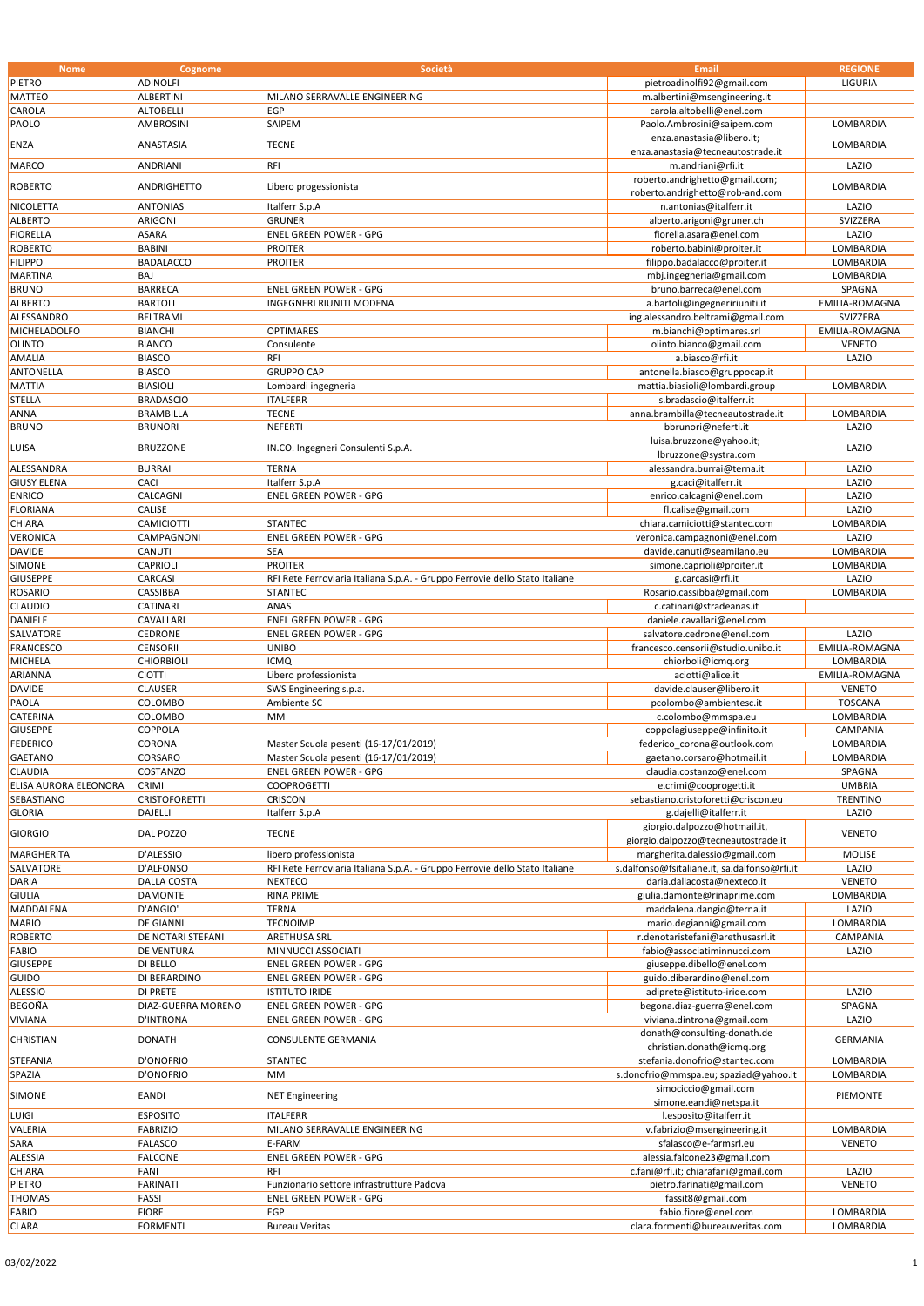| Nome | Cognome | Società | Email | REGIONE |
| --- | --- | --- | --- | --- |
| PIETRO | ADINOLFI | | pietroadinolfi92@gmail.com | LIGURIA |
| MATTEO | ALBERTINI | MILANO SERRAVALLE ENGINEERING | m.albertini@msengineering.it | |
| CAROLA | ALTOBELLI | EGP | carola.altobelli@enel.com | |
| PAOLO | AMBROSINI | SAIPEM | Paolo.Ambrosini@saipem.com | LOMBARDIA |
| ENZA | ANASTASIA | TECNE | enza.anastasia@libero.it; enza.anastasia@tecneautostrade.it | LOMBARDIA |
| MARCO | ANDRIANI | RFI | m.andriani@rfi.it | LAZIO |
| ROBERTO | ANDRIGHETTO | Libero progessionista | roberto.andrighetto@gmail.com; roberto.andrighetto@rob-and.com | LOMBARDIA |
| NICOLETTA | ANTONIAS | Italferr S.p.A | n.antonias@italferr.it | LAZIO |
| ALBERTO | ARIGONI | GRUNER | alberto.arigoni@gruner.ch | SVIZZERA |
| FIORELLA | ASARA | ENEL GREEN POWER - GPG | fiorella.asara@enel.com | LAZIO |
| ROBERTO | BABINI | PROITER | roberto.babini@proiter.it | LOMBARDIA |
| FILIPPO | BADALACCO | PROITER | filippo.badalacco@proiter.it | LOMBARDIA |
| MARTINA | BAJ | | mbj.ingegneria@gmail.com | LOMBARDIA |
| BRUNO | BARRECA | ENEL GREEN POWER - GPG | bruno.barreca@enel.com | SPAGNA |
| ALBERTO | BARTOLI | INGEGNERI RIUNITI MODENA | a.bartoli@ingegneririuniti.it | EMILIA-ROMAGNA |
| ALESSANDRO | BELTRAMI | | ing.alessandro.beltrami@gmail.com | SVIZZERA |
| MICHELADOLFO | BIANCHI | OPTIMARES | m.bianchi@optimares.srl | EMILIA-ROMAGNA |
| OLINTO | BIANCO | Consulente | olinto.bianco@gmail.com | VENETO |
| AMALIA | BIASCO | RFI | a.biasco@rfi.it | LAZIO |
| ANTONELLA | BIASCO | GRUPPO CAP | antonella.biasco@gruppocap.it | |
| MATTIA | BIASIOLI | Lombardi ingegneria | mattia.biasioli@lombardi.group | LOMBARDIA |
| STELLA | BRADASCIO | ITALFERR | s.bradascio@italferr.it | |
| ANNA | BRAMBILLA | TECNE | anna.brambilla@tecneautostrade.it | LOMBARDIA |
| BRUNO | BRUNORI | NEFERTI | bbrunori@neferti.it | LAZIO |
| LUISA | BRUZZONE | IN.CO. Ingegneri Consulenti S.p.A. | luisa.bruzzone@yahoo.it; lbruzzone@systra.com | LAZIO |
| ALESSANDRA | BURRAI | TERNA | alessandra.burrai@terna.it | LAZIO |
| GIUSY ELENA | CACI | Italferr S.p.A | g.caci@italferr.it | LAZIO |
| ENRICO | CALCAGNI | ENEL GREEN POWER - GPG | enrico.calcagni@enel.com | LAZIO |
| FLORIANA | CALISE | | fl.calise@gmail.com | LAZIO |
| CHIARA | CAMICIOTTI | STANTEC | chiara.camiciotti@stantec.com | LOMBARDIA |
| VERONICA | CAMPAGNONI | ENEL GREEN POWER - GPG | veronica.campagnoni@enel.com | LAZIO |
| DAVIDE | CANUTI | SEA | davide.canuti@seamilano.eu | LOMBARDIA |
| SIMONE | CAPRIOLI | PROITER | simone.caprioli@proiter.it | LOMBARDIA |
| GIUSEPPE | CARCASI | RFI Rete Ferroviaria Italiana S.p.A. - Gruppo Ferrovie dello Stato Italiane | g.carcasi@rfi.it | LAZIO |
| ROSARIO | CASSIBBA | STANTEC | Rosario.cassibba@gmail.com | LOMBARDIA |
| CLAUDIO | CATINARI | ANAS | c.catinari@stradeanas.it | |
| DANIELE | CAVALLARI | ENEL GREEN POWER - GPG | daniele.cavallari@enel.com | |
| SALVATORE | CEDRONE | ENEL GREEN POWER - GPG | salvatore.cedrone@enel.com | LAZIO |
| FRANCESCO | CENSORII | UNIBO | francesco.censorii@studio.unibo.it | EMILIA-ROMAGNA |
| MICHELA | CHIORBIOLI | ICMQ | chiorboli@icmq.org | LOMBARDIA |
| ARIANNA | CIOTTI | Libero professionista | aciotti@alice.it | EMILIA-ROMAGNA |
| DAVIDE | CLAUSER | SWS Engineering s.p.a. | davide.clauser@libero.it | VENETO |
| PAOLA | COLOMBO | Ambiente SC | pcolombo@ambientesc.it | TOSCANA |
| CATERINA | COLOMBO | MM | c.colombo@mmspa.eu | LOMBARDIA |
| GIUSEPPE | COPPOLA | | coppolagiuseppe@infinito.it | CAMPANIA |
| FEDERICO | CORONA | Master Scuola pesenti (16-17/01/2019) | federico_corona@outlook.com | LOMBARDIA |
| GAETANO | CORSARO | Master Scuola pesenti (16-17/01/2019) | gaetano.corsaro@hotmail.it | LOMBARDIA |
| CLAUDIA | COSTANZO | ENEL GREEN POWER - GPG | claudia.costanzo@enel.com | SPAGNA |
| ELISA AURORA ELEONORA | CRIMI | COOPROGETTI | e.crimi@cooprogetti.it | UMBRIA |
| SEBASTIANO | CRISTOFORETTI | CRISCON | sebastiano.cristoforetti@criscon.eu | TRENTINO |
| GLORIA | DAJELLI | Italferr S.p.A | g.dajelli@italferr.it | LAZIO |
| GIORGIO | DAL POZZO | TECNE | giorgio.dalpozzo@hotmail.it, giorgio.dalpozzo@tecneautostrade.it | VENETO |
| MARGHERITA | D'ALESSIO | libero professionista | margherita.dalessio@gmail.com | MOLISE |
| SALVATORE | D'ALFONSO | RFI Rete Ferroviaria Italiana S.p.A. - Gruppo Ferrovie dello Stato Italiane | s.dalfonso@fsitaliane.it, sa.dalfonso@rfi.it | LAZIO |
| DARIA | DALLA COSTA | NEXTECO | daria.dallacosta@nexteco.it | VENETO |
| GIULIA | DAMONTE | RINA PRIME | giulia.damonte@rinaprime.com | LOMBARDIA |
| MADDALENA | D'ANGIO' | TERNA | maddalena.dangio@terna.it | LAZIO |
| MARIO | DE GIANNI | TECNOIMP | mario.degianni@gmail.com | LOMBARDIA |
| ROBERTO | DE NOTARI STEFANI | ARETHUSA SRL | r.denotaristefani@arethusasrl.it | CAMPANIA |
| FABIO | DE VENTURA | MINNUCCI ASSOCIATI | fabio@associatiminnucci.com | LAZIO |
| GIUSEPPE | DI BELLO | ENEL GREEN POWER - GPG | giuseppe.dibello@enel.com | |
| GUIDO | DI BERARDINO | ENEL GREEN POWER - GPG | guido.diberardino@enel.com | |
| ALESSIO | DI PRETE | ISTITUTO IRIDE | adiprete@istituto-iride.com | LAZIO |
| BEGOÑA | DIAZ-GUERRA MORENO | ENEL GREEN POWER - GPG | begona.diaz-guerra@enel.com | SPAGNA |
| VIVIANA | D'INTRONA | ENEL GREEN POWER - GPG | viviana.dintrona@gmail.com | LAZIO |
| CHRISTIAN | DONATH | CONSULENTE GERMANIA | donath@consulting-donath.de christian.donath@icmq.org | GERMANIA |
| STEFANIA | D'ONOFRIO | STANTEC | stefania.donofrio@stantec.com | LOMBARDIA |
| SPAZIA | D'ONOFRIO | MM | s.donofrio@mmspa.eu; spaziad@yahoo.it | LOMBARDIA |
| SIMONE | EANDI | NET Engineering | simociccio@gmail.com simone.eandi@netspa.it | PIEMONTE |
| LUIGI | ESPOSITO | ITALFERR | l.esposito@italferr.it | |
| VALERIA | FABRIZIO | MILANO SERRAVALLE ENGINEERING | v.fabrizio@msengineering.it | LOMBARDIA |
| SARA | FALASCO | E-FARM | sfalasco@e-farmsrl.eu | VENETO |
| ALESSIA | FALCONE | ENEL GREEN POWER - GPG | alessia.falcone23@gmail.com | |
| CHIARA | FANI | RFI | c.fani@rfi.it; chiarafani@gmail.com | LAZIO |
| PIETRO | FARINATI | Funzionario settore infrastrutture Padova | pietro.farinati@gmail.com | VENETO |
| THOMAS | FASSI | ENEL GREEN POWER - GPG | fassit8@gmail.com | |
| FABIO | FIORE | EGP | fabio.fiore@enel.com | LOMBARDIA |
| CLARA | FORMENTI | Bureau Veritas | clara.formenti@bureauveritas.com | LOMBARDIA |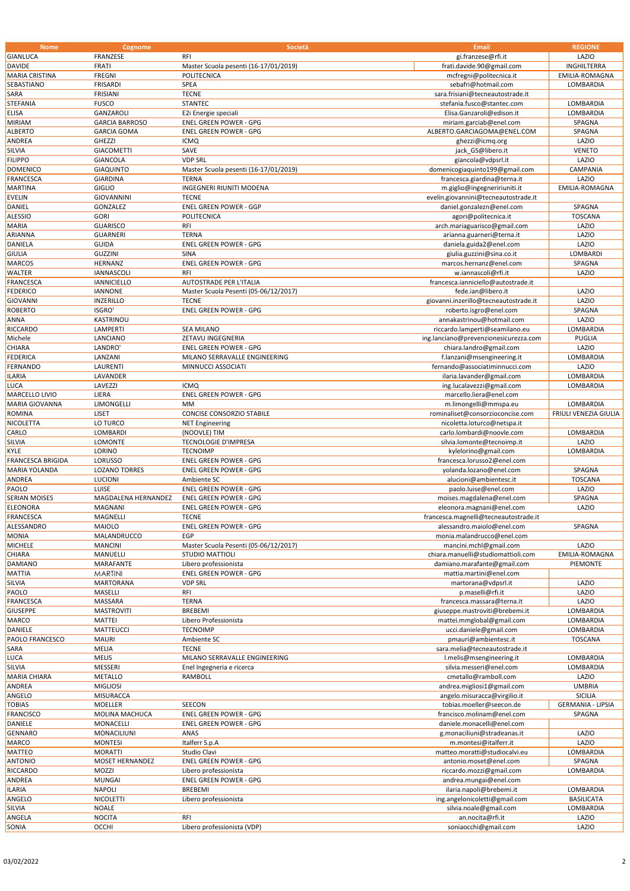| Nome | Cognome | Società | Email | REGIONE |
|---|---|---|---|---|
| GIANLUCA | FRANZESE | RFI | gi.franzese@rfi.it | LAZIO |
| DAVIDE | FRATI | Master Scuola pesenti (16-17/01/2019) | frati.davide.90@gmail.com | INGHILTERRA |
| MARIA CRISTINA | FREGNI | POLITECNICA | mcfregni@politecnica.it | EMILIA-ROMAGNA |
| SEBASTIANO | FRISARDI | SPEA | sebafri@hotmail.com | LOMBARDIA |
| SARA | FRISIANI | TECNE | sara.frisiani@tecneautostrade.it | |
| STEFANIA | FUSCO | STANTEC | stefania.fusco@stantec.com | LOMBARDIA |
| ELISA | GANZAROLI | E2i Energie speciali | Elisa.Ganzaroli@edison.it | LOMBARDIA |
| MIRIAM | GARCIA BARROSO | ENEL GREEN POWER - GPG | miriam.garciab@enel.com | SPAGNA |
| ALBERTO | GARCIA GOMA | ENEL GREEN POWER - GPG | ALBERTO.GARCIAGOMA@ENEL.COM | SPAGNA |
| ANDREA | GHEZZI | ICMQ | ghezzi@icmq.org | LAZIO |
| SILVIA | GIACOMETTI | SAVE | jack_GS@libero.it | VENETO |
| FILIPPO | GIANCOLA | VDP SRL | giancola@vdpsrl.it | LAZIO |
| DOMENICO | GIAQUINTO | Master Scuola pesenti (16-17/01/2019) | domenicogiaquinto199@gmail.com | CAMPANIA |
| FRANCESCA | GIARDINA | TERNA | francesca.giardina@terna.it | LAZIO |
| MARTINA | GIGLIO | INGEGNERI RIUNITI MODENA | m.giglio@ingegneririuniti.it | EMILIA-ROMAGNA |
| EVELIN | GIOVANNINI | TECNE | evelin.giovannini@tecneautostrade.it | |
| DANIEL | GONZALEZ | ENEL GREEN POWER - GGP | daniel.gonzalezn@enel.com | SPAGNA |
| ALESSIO | GORI | POLITECNICA | agori@politecnica.it | TOSCANA |
| MARIA | GUARISCO | RFI | arch.mariaguarisco@gmail.com | LAZIO |
| ARIANNA | GUARNERI | TERNA | arianna.guarneri@terna.it | LAZIO |
| DANIELA | GUIDA | ENEL GREEN POWER - GPG | daniela.guida2@enel.com | LAZIO |
| GIULIA | GUZZINI | SINA | giulia.guzzini@sina.co.it | LOMBARDI |
| MARCOS | HERNANZ | ENEL GREEN POWER - GPG | marcos.hernanz@enel.com | SPAGNA |
| WALTER | IANNASCOLI | RFI | w.iannascoli@rfi.it | LAZIO |
| FRANCESCA | IANNICIELLO | AUTOSTRADE PER L'ITALIA | francesca.ianniciello@autostrade.it | |
| FEDERICO | IANNONE | Master Scuola Pesenti (05-06/12/2017) | fede.ian@libero.it | LAZIO |
| GIOVANNI | INZERILLO | TECNE | giovanni.inzerillo@tecneautostrade.it | LAZIO |
| ROBERTO | ISGRO' | ENEL GREEN POWER - GPG | roberto.isgro@enel.com | SPAGNA |
| ANNA | KASTRINOU | | annakastrinou@hotmail.com | LAZIO |
| RICCARDO | LAMPERTI | SEA MILANO | riccardo.lamperti@seamilano.eu | LOMBARDIA |
| Michele | LANCIANO | ZETAVU INGEGNERIA | ing.lanciano@prevenzionesicurezza.com | PUGLIA |
| CHIARA | LANDRO' | ENEL GREEN POWER - GPG | chiara.landro@gmail.com | LAZIO |
| FEDERICA | LANZANI | MILANO SERRAVALLE ENGINEERING | f.lanzani@msengineering.it | LOMBARDIA |
| FERNANDO | LAURENTI | MINNUCCI ASSOCIATI | fernando@associatiminnucci.com | LAZIO |
| ILARIA | LAVANDER | | ilaria.lavander@gmail.com | LOMBARDIA |
| LUCA | LAVEZZI | ICMQ | ing.lucalavezzi@gmail.com | LOMBARDIA |
| MARCELLO LIVIO | LIERA | ENEL GREEN POWER - GPG | marcello.liera@enel.com | |
| MARIA GIOVANNA | LIMONGELLI | MM | m.limongelli@mmspa.eu | LOMBARDIA |
| ROMINA | LISET | CONCISE CONSORZIO STABILE | rominaliset@consorzioconcise.com | FRIULI VENEZIA GIULIA |
| NICOLETTA | LO TURCO | NET Engineering | nicoletta.loturco@netspa.it | |
| CARLO | LOMBARDI | (NOOVLE) TIM | carlo.lombardi@noovle.com | LOMBARDIA |
| SILVIA | LOMONTE | TECNOLOGIE D'IMPRESA | silvia.lomonte@tecnoimp.it | LAZIO |
| KYLE | LORINO | TECNOIMP | kylelorino@gmail.com | LOMBARDIA |
| FRANCESCA BRIGIDA | LORUSSO | ENEL GREEN POWER - GPG | francesca.lorusso2@enel.com | |
| MARIA YOLANDA | LOZANO TORRES | ENEL GREEN POWER - GPG | yolanda.lozano@enel.com | SPAGNA |
| ANDREA | LUCIONI | Ambiente SC | alucioni@ambientesc.it | TOSCANA |
| PAOLO | LUISE | ENEL GREEN POWER - GPG | paolo.luise@enel.com | LAZIO |
| SERIAN MOISES | MAGDALENA HERNANDEZ | ENEL GREEN POWER - GPG | moises.magdalena@enel.com | SPAGNA |
| ELEONORA | MAGNANI | ENEL GREEN POWER - GPG | eleonora.magnani@enel.com | LAZIO |
| FRANCESCA | MAGNELLI | TECNE | francesca.magnelli@tecneautostrade.it | |
| ALESSANDRO | MAIOLO | ENEL GREEN POWER - GPG | alessandro.maiolo@enel.com | SPAGNA |
| MONIA | MALANDRUCCO | EGP | monia.malandrucco@enel.com | |
| MICHELE | MANCINI | Master Scuola Pesenti (05-06/12/2017) | mancini.mchl@gmail.com | LAZIO |
| CHIARA | MANUELLI | STUDIO MATTIOLI | chiara.manuelli@studiomattioli.com | EMILIA-ROMAGNA |
| DAMIANO | MARAFANTE | Libero professionista | damiano.marafante@gmail.com | PIEMONTE |
| MATTIA | MARTINI | ENEL GREEN POWER - GPG | mattia.martini@enel.com | |
| SILVIA | MARTORANA | VDP SRL | martorana@vdpsrl.it | LAZIO |
| PAOLO | MASELLI | RFI | p.maselli@rfi.it | LAZIO |
| FRANCESCA | MASSARA | TERNA | francesca.massara@terna.it | LAZIO |
| GIUSEPPE | MASTROVITI | BREBEMI | giuseppe.mastroviti@brebemi.it | LOMBARDIA |
| MARCO | MATTEI | Libero Professionista | mattei.mmglobal@gmail.com | LOMBARDIA |
| DANIELE | MATTEUCCI | TECNOIMP | ucci.daniele@gmail.com | LOMBARDIA |
| PAOLO FRANCESCO | MAURI | Ambiente SC | pmauri@ambientesc.it | TOSCANA |
| SARA | MELIA | TECNE | sara.melia@tecneautostrade.it | |
| LUCA | MELIS | MILANO SERRAVALLE ENGINEERING | l.melis@msengineering.it | LOMBARDIA |
| SILVIA | MESSERI | Enel Ingegneria e ricerca | silvia.messeri@enel.com | LOMBARDIA |
| MARIA CHIARA | METALLO | RAMBOLL | cmetallo@ramboll.com | LAZIO |
| ANDREA | MIGLIOSI | | andrea.migliosi1@gmail.com | UMBRIA |
| ANGELO | MISURACCA | | angelo.misuracca@virgilio.it | SICILIA |
| TOBIAS | MOELLER | SEECON | tobias.moeller@seecon.de | GERMANIA - LIPSIA |
| FRANCISCO | MOLINA MACHUCA | ENEL GREEN POWER - GPG | francisco.molinam@enel.com | SPAGNA |
| DANIELE | MONACELLI | ENEL GREEN POWER - GPG | daniele.monacelli@enel.com | |
| GENNARO | MONACILIUNI | ANAS | g.monaciliuni@stradeanas.it | LAZIO |
| MARCO | MONTESI | Italferr S.p.A | m.montesi@italferr.it | LAZIO |
| MATTEO | MORATTI | Studio Clavi | matteo.moratti@studiocalvi.eu | LOMBARDIA |
| ANTONIO | MOSET HERNANDEZ | ENEL GREEN POWER - GPG | antonio.moset@enel.com | SPAGNA |
| RICCARDO | MOZZI | Libero professionista | riccardo.mozzi@gmail.com | LOMBARDIA |
| ANDREA | MUNGAI | ENEL GREEN POWER - GPG | andrea.mungai@enel.com | |
| ILARIA | NAPOLI | BREBEMI | ilaria.napoli@brebemi.it | LOMBARDIA |
| ANGELO | NICOLETTI | Libero professionista | ing.angelonicoletti@gmail.com | BASILICATA |
| SILVIA | NOALE | | silvia.noale@gmail.com | LOMBARDIA |
| ANGELA | NOCITA | RFI | an.nocita@rfi.it | LAZIO |
| SONIA | OCCHI | Libero professionista (VDP) | soniaocchi@gmail.com | LAZIO |

03/02/2022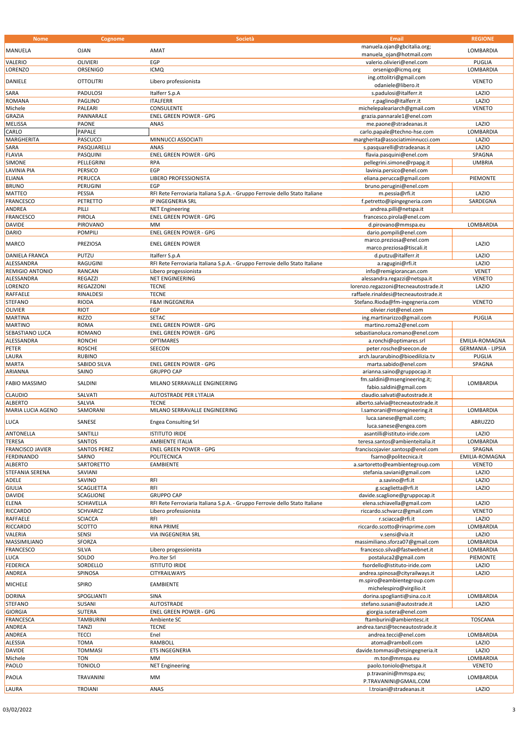| Nome | Cognome | Società | Email | REGIONE |
|---|---|---|---|---|
| MANUELA | OJAN | AMAT | manuela.ojan@gbcitalia.org; manuela_ojan@hotmail.com | LOMBARDIA |
| VALERIO | OLIVIERI | EGP | valerio.olivieri@enel.com | PUGLIA |
| LORENZO | ORSENIGO | ICMQ | orsenigo@icmq.org | LOMBARDIA |
| DANIELE | OTTOLITRI | Libero professionista | ing.ottolitri@gmail.com odaniele@libero.it | VENETO |
| SARA | PADULOSI | Italferr S.p.A | s.padulosi@italferr.it | LAZIO |
| ROMANA | PAGLINO | ITALFERR | r.paglino@italferr.it | LAZIO |
| Michele | PALEARI | CONSULENTE | michelepaleariarch@gmail.com | VENETO |
| GRAZIA | PANNARALE | ENEL GREEN POWER - GPG | grazia.pannarale1@enel.com | |
| MELISSA | PAONE | ANAS | me.paone@stradeanas.it | LAZIO |
| CARLO | PAPALE | | carlo.papale@techno-hse.com | LOMBARDIA |
| MARGHERITA | PASCUCCI | MINNUCCI ASSOCIATI | margherita@associatiminnucci.com | LAZIO |
| SARA | PASQUARELLI | ANAS | s.pasquarelli@stradeanas.it | LAZIO |
| FLAVIA | PASQUINI | ENEL GREEN POWER - GPG | flavia.pasquini@enel.com | SPAGNA |
| SIMONE | PELLEGRINI | RPA | pellegrini.simone@rpapg.it | UMBRIA |
| LAVINIA PIA | PERSICO | EGP | lavinia.persico@enel.com | |
| ELIANA | PERUCCA | LIBERO PROFESSIONISTA | eliana.perucca@gmail.com | PIEMONTE |
| BRUNO | PERUGINI | EGP | bruno.perugini@enel.com | |
| MATTEO | PESSIA | RFI Rete Ferroviaria Italiana S.p.A. - Gruppo Ferrovie dello Stato Italiane | m.pessia@rfi.it | LAZIO |
| FRANCESCO | PETRETTO | IP INGEGNERIA SRL | f.petretto@ipingegneria.com | SARDEGNA |
| ANDREA | PILLI | NET Engineering | andrea.pilli@netspa.it | |
| FRANCESCO | PIROLA | ENEL GREEN POWER - GPG | francesco.pirola@enel.com | |
| DAVIDE | PIROVANO | MM | d.pirovano@mmspa.eu | LOMBARDIA |
| DARIO | POMPILI | ENEL GREEN POWER - GPG | dario.pompili@enel.com | |
| MARCO | PREZIOSA | ENEL GREEN POWER | marco.preziosa@enel.com marco.preziosa@tiscali.it | LAZIO |
| DANIELA FRANCA | PUTZU | Italferr S.p.A | d.putzu@italferr.it | LAZIO |
| ALESSANDRA | RAGUGINI | RFI Rete Ferroviaria Italiana S.p.A. - Gruppo Ferrovie dello Stato Italiane | a.ragugini@rfi.it | LAZIO |
| REMIGIO ANTONIO | RANCAN | Libero progessionista | info@remigiorancan.com | VENET |
| ALESSANDRA | REGAZZI | NET ENGINEERING | alessandra.regazzi@netspa.it | VENETO |
| LORENZO | REGAZZONI | TECNE | lorenzo.regazzoni@tecneautostrade.it | LAZIO |
| RAFFAELE | RINALDESI | TECNE | raffaele.rinaldesi@tecneautostrade.it | |
| STEFANO | RIODA | F&M INGEGNERIA | Stefano.Rioda@fm-ingegneria.com | VENETO |
| OLIVIER | RIOT | EGP | olivier.riot@enel.com | |
| MARTINA | RIZZO | SETAC | ing.martinarizzo@gmail.com | PUGLIA |
| MARTINO | ROMA | ENEL GREEN POWER - GPG | martino.roma2@enel.com | |
| SEBASTIANO LUCA | ROMANO | ENEL GREEN POWER - GPG | sebastianoluca.romano@enel.com | |
| ALESSANDRA | RONCHI | OPTIMARES | a.ronchi@optimares.srl | EMILIA-ROMAGNA |
| PETER | ROSCHE | SEECON | peter.rosche@seecon.de | GERMANIA - LIPSIA |
| LAURA | RUBINO | | arch.laurarubino@bioedilizia.tv | PUGLIA |
| MARTA | SABIDO SILVA | ENEL GREEN POWER - GPG | marta.sabido@enel.com | SPAGNA |
| ARIANNA | SAINO | GRUPPO CAP | arianna.saino@gruppocap.it | |
| FABIO MASSIMO | SALDINI | MILANO SERRAVALLE ENGINEERING | fm.saldini@msengineering.it; fabio.saldini@gmail.com | LOMBARDIA |
| CLAUDIO | SALVATI | AUTOSTRADE PER L'ITALIA | claudio.salvati@autostrade.it | |
| ALBERTO | SALVIA | TECNE | alberto.salvia@tecneautostrade.it | |
| MARIA LUCIA AGENO | SAMORANI | MILANO SERRAVALLE ENGINEERING | l.samorani@msengineering.it | LOMBARDIA |
| LUCA | SANESE | Engea Consulting Srl | luca.sanese@gmail.com; luca.sanese@engea.com | ABRUZZO |
| ANTONELLA | SANTILLI | ISTITUTO IRIDE | asantilli@istituto-iride.com | LAZIO |
| TERESA | SANTOS | AMBIENTE ITALIA | teresa.santos@ambienteitalia.it | LOMBARDIA |
| FRANCISCO JAVIER | SANTOS PEREZ | ENEL GREEN POWER - GPG | franciscojavier.santosp@enel.com | SPAGNA |
| FERDINANDO | SARNO | POLITECNICA | fsarno@politecnica.it | EMILIA-ROMAGNA |
| ALBERTO | SARTORETTO | EAMBIENTE | a.sartoretto@eambientegroup.com | VENETO |
| STEFANIA SERENA | SAVIANI | | stefania.saviani@gmail.com | LAZIO |
| ADELE | SAVINO | RFI | a.savino@rfi.it | LAZIO |
| GIULIA | SCAGLIETTA | RFI | g.scaglietta@rfi.it | LAZIO |
| DAVIDE | SCAGLIONE | GRUPPO CAP | davide.scaglione@gruppocap.it | |
| ELENA | SCHIAVELLA | RFI Rete Ferroviaria Italiana S.p.A. - Gruppo Ferrovie dello Stato Italiane | elena.schiavella@gmail.com | LAZIO |
| RICCARDO | SCHVARCZ | Libero professionista | riccardo.schvarcz@gmail.com | VENETO |
| RAFFAELE | SCIACCA | RFI | r.sciacca@rfi.it | LAZIO |
| RICCARDO | SCOTTO | RINA PRIME | riccardo.scotto@rinaprime.com | LOMBARDIA |
| VALERIA | SENSI | VIA INGEGNERIA SRL | v.sensi@via.it | LAZIO |
| MASSIMILIANO | SFORZA | | massimiliano.sforza07@gmail.com | LOMBARDIA |
| FRANCESCO | SILVA | Libero progessionista | francesco.silva@fastwebnet.it | LOMBARDIA |
| LUCA | SOLDO | Pro.Iter Srl | postaluca2@gmail.com | PIEMONTE |
| FEDERICA | SORDELLO | ISTITUTO IRIDE | fsordello@istituto-iride.com | LAZIO |
| ANDREA | SPINOSA | CITYRAILWAYS | andrea.spinosa@cityrailways.it | LAZIO |
| MICHELE | SPIRO | EAMBIENTE | m.spiro@eambientegroup.com michelespiro@virgilio.it | |
| DORINA | SPOGLIANTI | SINA | dorina.spoglianti@sina.co.it | LOMBARDIA |
| STEFANO | SUSANI | AUTOSTRADE | stefano.susani@autostrade.it | LAZIO |
| GIORGIA | SUTERA | ENEL GREEN POWER - GPG | giorgia.sutera@enel.com | |
| FRANCESCA | TAMBURINI | Ambiente SC | ftamburini@ambientesc.it | TOSCANA |
| ANDREA | TANZI | TECNE | andrea.tanzi@tecneautostrade.it | |
| ANDREA | TECCI | Enel | andrea.tecci@enel.com | LOMBARDIA |
| ALESSIA | TOMA | RAMBOLL | atoma@ramboll.com | LAZIO |
| DAVIDE | TOMMASI | ETS INGEGNERIA | davide.tommasi@etsingegneria.it | LAZIO |
| Michele | TON | MM | m.ton@mmspa.eu | LOMBARDIA |
| PAOLO | TONIOLO | NET Engineering | paolo.toniolo@netspa.it | VENETO |
| PAOLA | TRAVANINI | MM | p.travanini@mmspa.eu; P.TRAVANINI@GMAIL.COM | LOMBARDIA |
| LAURA | TROIANI | ANAS | l.troiani@stradeanas.it | LAZIO |

03/02/2022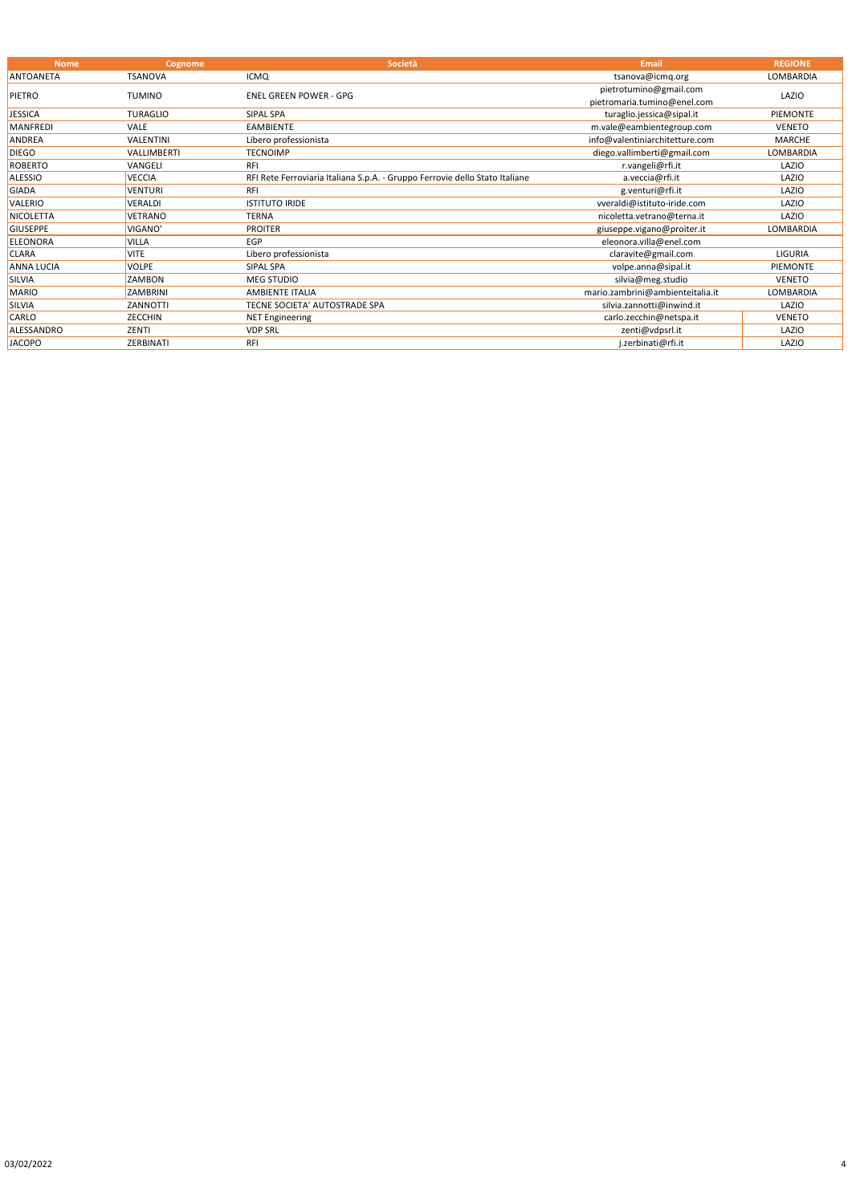| Nome | Cognome | Società | Email | REGIONE |
|---|---|---|---|---|
| ANTOANETA | TSANOVA | ICMQ | tsanova@icmq.org | LOMBARDIA |
| PIETRO | TUMINO | ENEL GREEN POWER - GPG | pietrotumino@gmail.com pietromaria.tumino@enel.com | LAZIO |
| JESSICA | TURAGLIO | SIPAL SPA | turaglio.jessica@sipal.it | PIEMONTE |
| MANFREDI | VALE | EAMBIENTE | m.vale@eambientegroup.com | VENETO |
| ANDREA | VALENTINI | Libero professionista | info@valentiniarchitetture.com | MARCHE |
| DIEGO | VALLIMBERTI | TECNOIMP | diego.vallimberti@gmail.com | LOMBARDIA |
| ROBERTO | VANGELI | RFI | r.vangeli@rfi.it | LAZIO |
| ALESSIO | VECCIA | RFI Rete Ferroviaria Italiana S.p.A. - Gruppo Ferrovie dello Stato Italiane | a.veccia@rfi.it | LAZIO |
| GIADA | VENTURI | RFI | g.venturi@rfi.it | LAZIO |
| VALERIO | VERALDI | ISTITUTO IRIDE | vveraldi@istituto-iride.com | LAZIO |
| NICOLETTA | VETRANO | TERNA | nicoletta.vetrano@terna.it | LAZIO |
| GIUSEPPE | VIGANO' | PROITER | giuseppe.vigano@proiter.it | LOMBARDIA |
| ELEONORA | VILLA | EGP | eleonora.villa@enel.com | |
| CLARA | VITE | Libero professionista | claravite@gmail.com | LIGURIA |
| ANNA LUCIA | VOLPE | SIPAL SPA | volpe.anna@sipal.it | PIEMONTE |
| SILVIA | ZAMBON | MEG STUDIO | silvia@meg.studio | VENETO |
| MARIO | ZAMBRINI | AMBIENTE ITALIA | mario.zambrini@ambienteitalia.it | LOMBARDIA |
| SILVIA | ZANNOTTI | TECNE SOCIETA' AUTOSTRADE SPA | silvia.zannotti@inwind.it | LAZIO |
| CARLO | ZECCHIN | NET Engineering | carlo.zecchin@netspa.it | VENETO |
| ALESSANDRO | ZENTI | VDP SRL | zenti@vdpsrl.it | LAZIO |
| JACOPO | ZERBINATI | RFI | j.zerbinati@rfi.it | LAZIO |

03/02/2022